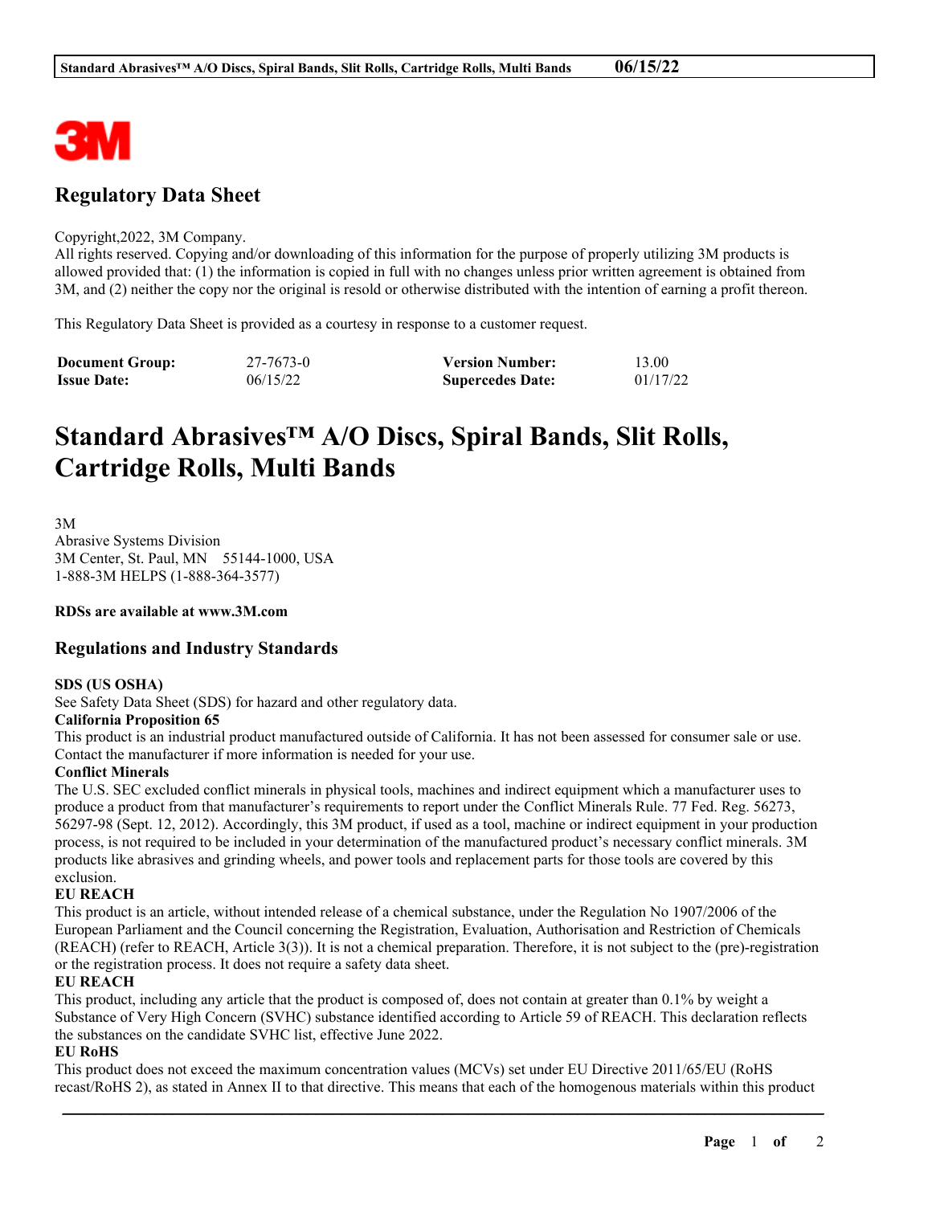# Regulatory Data Sheet

Copyright,2022, 3M Company.
All rights reserved. Copying and/or downloading of this information for the purpose of properly utilizing 3M products is allowed provided that: (1) the information is copied in full with no changes unless prior written agreement is obtained from 3M, and (2) neither the copy nor the original is resold or otherwise distributed with the intention of earning a profit thereon.

This Regulatory Data Sheet is provided as a courtesy in response to a customer request.

| **Document Group:** | 27-7673-0 | **Version Number:** | 13.00 |
|---|---|---|---|
| **Issue Date:** | 06/15/22 | **Supercedes Date:** | 01/17/22 |

# Standard Abrasives™ A/O Discs, Spiral Bands, Slit Rolls, Cartridge Rolls, Multi Bands

3M
Abrasive Systems Division
3M Center, St. Paul, MN 55144-1000, USA
1-888-3M HELPS (1-888-364-3577)

**RDSs are available at www.3M.com**

## Regulations and Industry Standards

**SDS (US OSHA)**
See Safety Data Sheet (SDS) for hazard and other regulatory data.

**California Proposition 65**
This product is an industrial product manufactured outside of California. It has not been assessed for consumer sale or use. Contact the manufacturer if more information is needed for your use.

**Conflict Minerals**
The U.S. SEC excluded conflict minerals in physical tools, machines and indirect equipment which a manufacturer uses to produce a product from that manufacturer's requirements to report under the Conflict Minerals Rule. 77 Fed. Reg. 56273, 56297-98 (Sept. 12, 2012). Accordingly, this 3M product, if used as a tool, machine or indirect equipment in your production process, is not required to be included in your determination of the manufactured product's necessary conflict minerals. 3M products like abrasives and grinding wheels, and power tools and replacement parts for those tools are covered by this exclusion.

**EU REACH**
This product is an article, without intended release of a chemical substance, under the Regulation No 1907/2006 of the European Parliament and the Council concerning the Registration, Evaluation, Authorisation and Restriction of Chemicals (REACH) (refer to REACH, Article 3(3)). It is not a chemical preparation. Therefore, it is not subject to the (pre)-registration or the registration process. It does not require a safety data sheet.

**EU REACH**
This product, including any article that the product is composed of, does not contain at greater than 0.1% by weight a Substance of Very High Concern (SVHC) substance identified according to Article 59 of REACH. This declaration reflects the substances on the candidate SVHC list, effective June 2022.

**EU RoHS**
This product does not exceed the maximum concentration values (MCVs) set under EU Directive 2011/65/EU (RoHS recast/RoHS 2), as stated in Annex II to that directive. This means that each of the homogenous materials within this product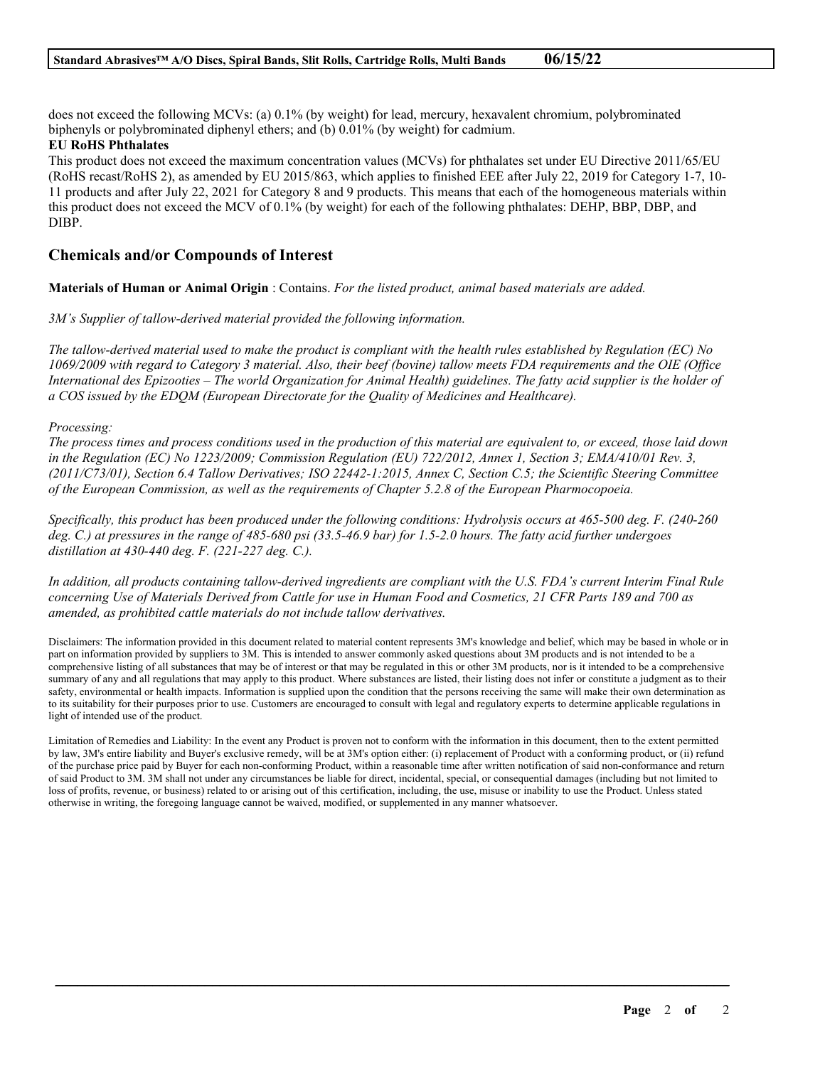does not exceed the following MCVs: (a) 0.1% (by weight) for lead, mercury, hexavalent chromium, polybrominated biphenyls or polybrominated diphenyl ethers; and (b) 0.01% (by weight) for cadmium.

**EU RoHS Phthalates**

This product does not exceed the maximum concentration values (MCVs) for phthalates set under EU Directive 2011/65/EU (RoHS recast/RoHS 2), as amended by EU 2015/863, which applies to finished EEE after July 22, 2019 for Category 1-7, 10-11 products and after July 22, 2021 for Category 8 and 9 products. This means that each of the homogeneous materials within this product does not exceed the MCV of 0.1% (by weight) for each of the following phthalates: DEHP, BBP, DBP, and DIBP.

## Chemicals and/or Compounds of Interest

**Materials of Human or Animal Origin** : Contains. *For the listed product, animal based materials are added.*

*3M's Supplier of tallow-derived material provided the following information.*

*The tallow-derived material used to make the product is compliant with the health rules established by Regulation (EC) No 1069/2009 with regard to Category 3 material. Also, their beef (bovine) tallow meets FDA requirements and the OIE (Office International des Epizooties – The world Organization for Animal Health) guidelines. The fatty acid supplier is the holder of a COS issued by the EDQM (European Directorate for the Quality of Medicines and Healthcare).*

*Processing:*

*The process times and process conditions used in the production of this material are equivalent to, or exceed, those laid down in the Regulation (EC) No 1223/2009; Commission Regulation (EU) 722/2012, Annex 1, Section 3; EMA/410/01 Rev. 3, (2011/C73/01), Section 6.4 Tallow Derivatives; ISO 22442-1:2015, Annex C, Section C.5; the Scientific Steering Committee of the European Commission, as well as the requirements of Chapter 5.2.8 of the European Pharmocopoeia.*

*Specifically, this product has been produced under the following conditions: Hydrolysis occurs at 465-500 deg. F. (240-260 deg. C.) at pressures in the range of 485-680 psi (33.5-46.9 bar) for 1.5-2.0 hours. The fatty acid further undergoes distillation at 430-440 deg. F. (221-227 deg. C.).*

*In addition, all products containing tallow-derived ingredients are compliant with the U.S. FDA's current Interim Final Rule concerning Use of Materials Derived from Cattle for use in Human Food and Cosmetics, 21 CFR Parts 189 and 700 as amended, as prohibited cattle materials do not include tallow derivatives.*

Disclaimers: The information provided in this document related to material content represents 3M's knowledge and belief, which may be based in whole or in part on information provided by suppliers to 3M. This is intended to answer commonly asked questions about 3M products and is not intended to be a comprehensive listing of all substances that may be of interest or that may be regulated in this or other 3M products, nor is it intended to be a comprehensive summary of any and all regulations that may apply to this product. Where substances are listed, their listing does not infer or constitute a judgment as to their safety, environmental or health impacts. Information is supplied upon the condition that the persons receiving the same will make their own determination as to its suitability for their purposes prior to use. Customers are encouraged to consult with legal and regulatory experts to determine applicable regulations in light of intended use of the product.

Limitation of Remedies and Liability: In the event any Product is proven not to conform with the information in this document, then to the extent permitted by law, 3M's entire liability and Buyer's exclusive remedy, will be at 3M's option either: (i) replacement of Product with a conforming product, or (ii) refund of the purchase price paid by Buyer for each non-conforming Product, within a reasonable time after written notification of said non-conformance and return of said Product to 3M. 3M shall not under any circumstances be liable for direct, incidental, special, or consequential damages (including but not limited to loss of profits, revenue, or business) related to or arising out of this certification, including, the use, misuse or inability to use the Product. Unless stated otherwise in writing, the foregoing language cannot be waived, modified, or supplemented in any manner whatsoever.